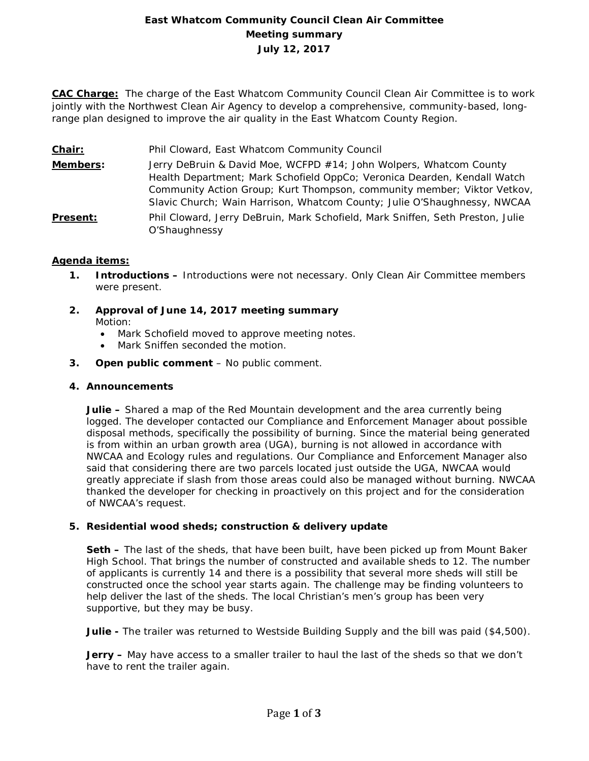# East Whatcom Community Council Clean Air Committee
## Meeting summary
## July 12, 2017

**CAC Charge:** The charge of the East Whatcom Community Council Clean Air Committee is to work jointly with the Northwest Clean Air Agency to develop a comprehensive, community-based, long-range plan designed to improve the air quality in the East Whatcom County Region.

**Chair:** Phil Cloward, East Whatcom Community Council

**Members:** Jerry DeBruin & David Moe, WCFPD #14; John Wolpers, Whatcom County Health Department; Mark Schofield OppCo; Veronica Dearden, Kendall Watch Community Action Group; Kurt Thompson, community member; Viktor Vetkov, Slavic Church; Wain Harrison, Whatcom County; Julie O'Shaughnessy, NWCAA

**Present:** Phil Cloward, Jerry DeBruin, Mark Schofield, Mark Sniffen, Seth Preston, Julie O'Shaughnessy

**Agenda items:**

1. **Introductions –** Introductions were not necessary. Only Clean Air Committee members were present.

2. **Approval of June 14, 2017 meeting summary**
   Motion:
   - Mark Schofield moved to approve meeting notes.
   - Mark Sniffen seconded the motion.

3. **Open public comment** – No public comment.

4. **Announcements**

   **Julie –** Shared a map of the Red Mountain development and the area currently being logged. The developer contacted our Compliance and Enforcement Manager about possible disposal methods, specifically the possibility of burning. Since the material being generated is from within an urban growth area (UGA), burning is not allowed in accordance with NWCAA and Ecology rules and regulations. Our Compliance and Enforcement Manager also said that considering there are two parcels located just outside the UGA, NWCAA would greatly appreciate if slash from those areas could also be managed without burning. NWCAA thanked the developer for checking in proactively on this project and for the consideration of NWCAA's request.

5. **Residential wood sheds; construction & delivery update**

   **Seth –** The last of the sheds, that have been built, have been picked up from Mount Baker High School. That brings the number of constructed and available sheds to 12. The number of applicants is currently 14 and there is a possibility that several more sheds will still be constructed once the school year starts again. The challenge may be finding volunteers to help deliver the last of the sheds. The local Christian's men's group has been very supportive, but they may be busy.

   **Julie -** The trailer was returned to Westside Building Supply and the bill was paid ($4,500).

   **Jerry –** May have access to a smaller trailer to haul the last of the sheds so that we don't have to rent the trailer again.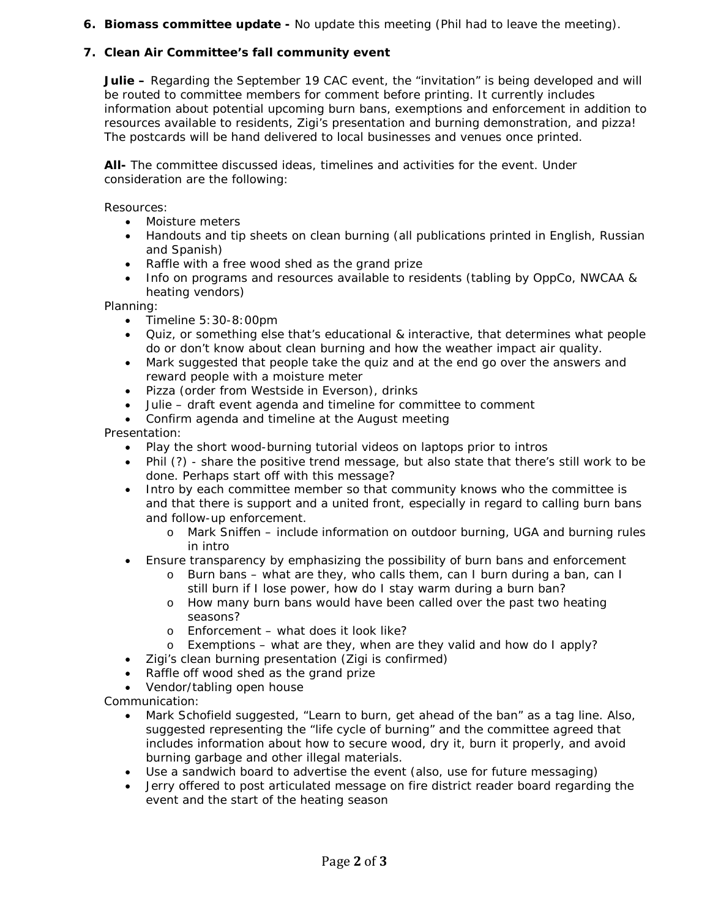6. **Biomass committee update -** No update this meeting (Phil had to leave the meeting).

7. **Clean Air Committee's fall community event**

   **Julie –** Regarding the September 19 CAC event, the "invitation" is being developed and will be routed to committee members for comment before printing. It currently includes information about potential upcoming burn bans, exemptions and enforcement in addition to resources available to residents, Zigi's presentation and burning demonstration, and pizza! The postcards will be hand delivered to local businesses and venues once printed.

   **All-** The committee discussed ideas, timelines and activities for the event. Under consideration are the following:

   Resources:
   - Moisture meters
   - Handouts and tip sheets on clean burning (all publications printed in English, Russian and Spanish)
   - Raffle with a free wood shed as the grand prize
   - Info on programs and resources available to residents (tabling by OppCo, NWCAA & heating vendors)

   Planning:
   - Timeline 5:30-8:00pm
   - Quiz, or something else that's educational & interactive, that determines what people do or don't know about clean burning and how the weather impact air quality.
   - Mark suggested that people take the quiz and at the end go over the answers and reward people with a moisture meter
   - Pizza (order from Westside in Everson), drinks
   - Julie – draft event agenda and timeline for committee to comment
   - Confirm agenda and timeline at the August meeting

   Presentation:
   - Play the short wood-burning tutorial videos on laptops prior to intros
   - Phil (?) - share the positive trend message, but also state that there's still work to be done. Perhaps start off with this message?
   - Intro by each committee member so that community knows who the committee is and that there is support and a united front, especially in regard to calling burn bans and follow-up enforcement.
     - Mark Sniffen – include information on outdoor burning, UGA and burning rules in intro
   - Ensure transparency by emphasizing the possibility of burn bans and enforcement
     - Burn bans – what are they, who calls them, can I burn during a ban, can I still burn if I lose power, how do I stay warm during a burn ban?
     - How many burn bans would have been called over the past two heating seasons?
     - Enforcement – what does it look like?
     - Exemptions – what are they, when are they valid and how do I apply?
   - Zigi's clean burning presentation (Zigi is confirmed)
   - Raffle off wood shed as the grand prize
   - Vendor/tabling open house

   Communication:
   - Mark Schofield suggested, "Learn to burn, get ahead of the ban" as a tag line. Also, suggested representing the "life cycle of burning" and the committee agreed that includes information about how to secure wood, dry it, burn it properly, and avoid burning garbage and other illegal materials.
   - Use a sandwich board to advertise the event (also, use for future messaging)
   - Jerry offered to post articulated message on fire district reader board regarding the event and the start of the heating season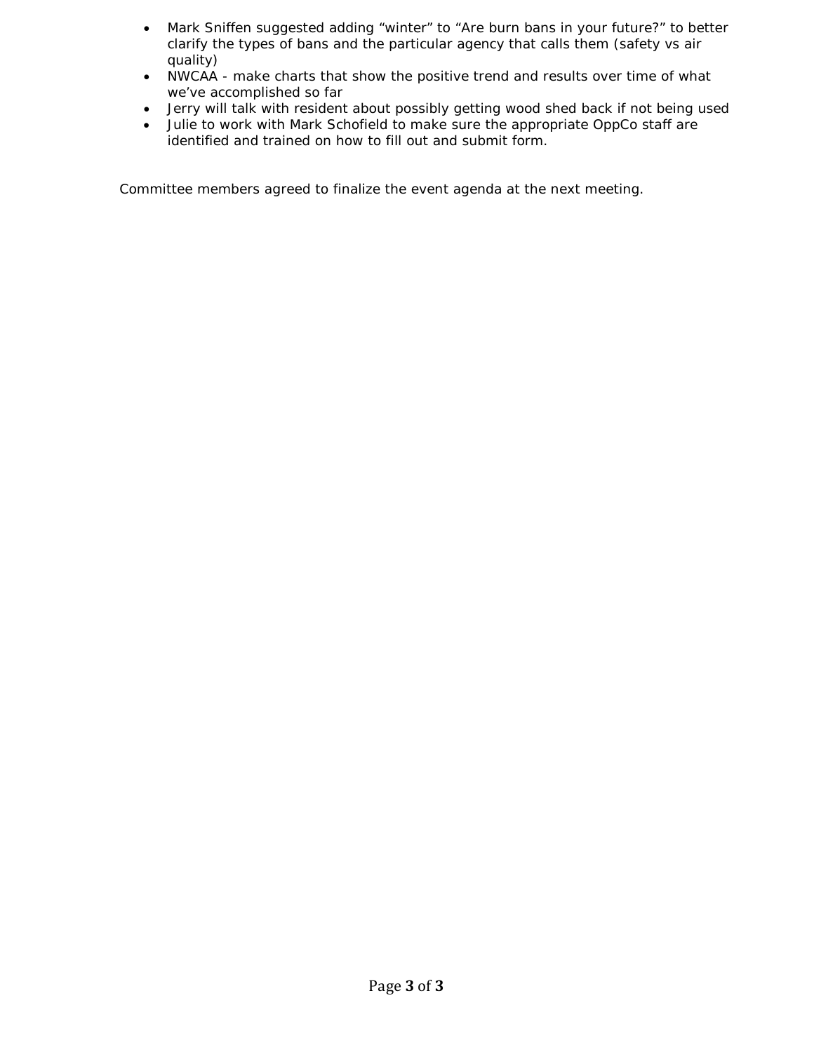- Mark Sniffen suggested adding "winter" to "Are burn bans in your future?" to better clarify the types of bans and the particular agency that calls them (safety vs air quality)
- NWCAA - make charts that show the positive trend and results over time of what we've accomplished so far
- Jerry will talk with resident about possibly getting wood shed back if not being used
- Julie to work with Mark Schofield to make sure the appropriate OppCo staff are identified and trained on how to fill out and submit form.

Committee members agreed to finalize the event agenda at the next meeting.